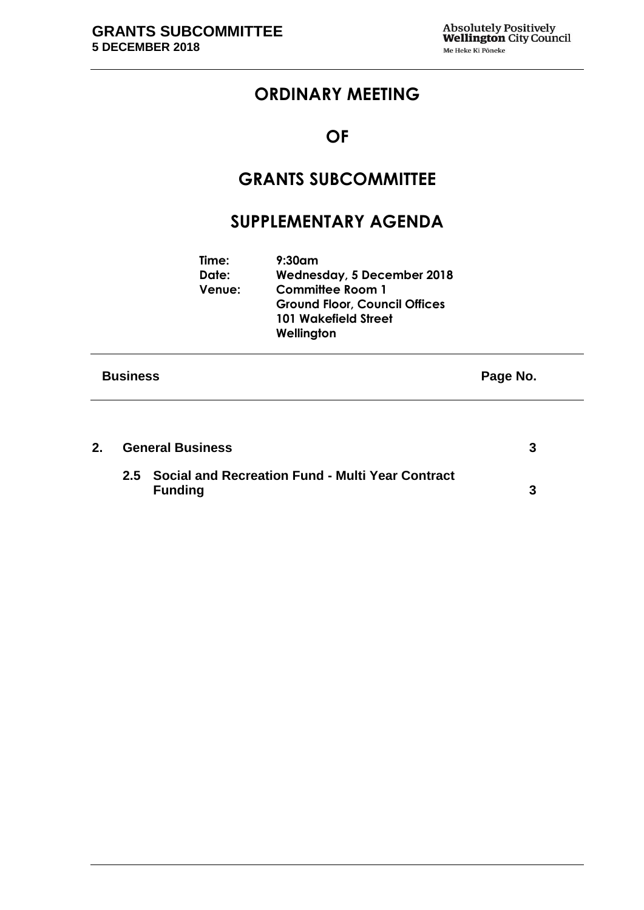# ORDINARY MEETING

# OF

# GRANTS SUBCOMMITTEE

# SUPPLEMENTARY AGENDA

| | |
|---|---|
| **Time:** | **9:30am** |
| **Date:** | **Wednesday, 5 December 2018** |
| **Venue:** | **Committee Room 1<br>Ground Floor, Council Offices<br>101 Wakefield Street<br>Wellington** |

| **Business** | **Page No.** |
|---|---|
| **2. General Business** | **3** |
| **2.5 Social and Recreation Fund - Multi Year Contract Funding** | **3** |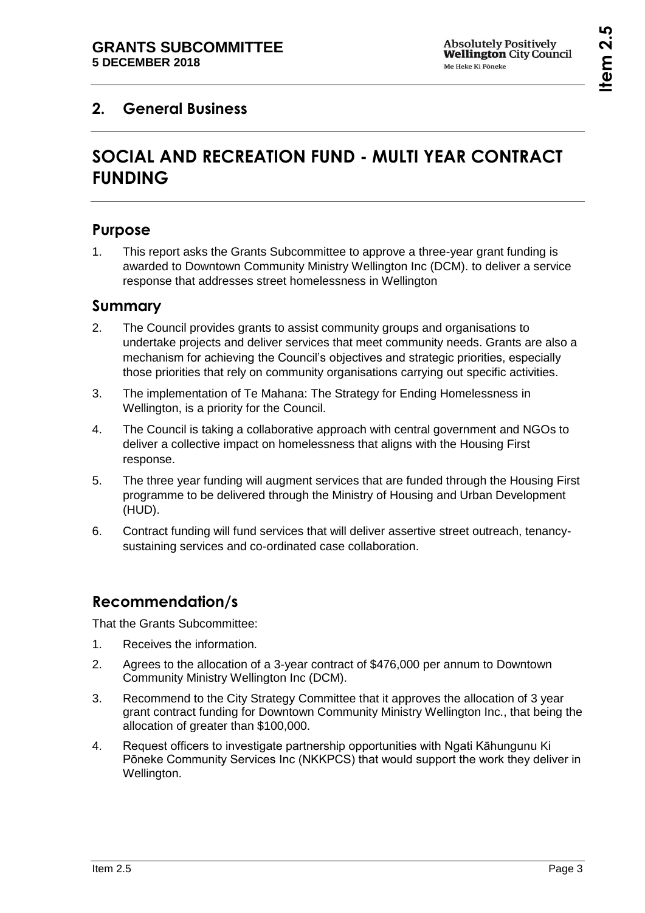## 2. General Business

# SOCIAL AND RECREATION FUND - MULTI YEAR CONTRACT FUNDING

## Purpose

1. This report asks the Grants Subcommittee to approve a three-year grant funding is awarded to Downtown Community Ministry Wellington Inc (DCM). to deliver a service response that addresses street homelessness in Wellington

## Summary

2. The Council provides grants to assist community groups and organisations to undertake projects and deliver services that meet community needs. Grants are also a mechanism for achieving the Council's objectives and strategic priorities, especially those priorities that rely on community organisations carrying out specific activities.
3. The implementation of Te Mahana: The Strategy for Ending Homelessness in Wellington, is a priority for the Council.
4. The Council is taking a collaborative approach with central government and NGOs to deliver a collective impact on homelessness that aligns with the Housing First response.
5. The three year funding will augment services that are funded through the Housing First programme to be delivered through the Ministry of Housing and Urban Development (HUD).
6. Contract funding will fund services that will deliver assertive street outreach, tenancy-sustaining services and co-ordinated case collaboration.

## Recommendation/s

That the Grants Subcommittee:

1. Receives the information.
2. Agrees to the allocation of a 3-year contract of $476,000 per annum to Downtown Community Ministry Wellington Inc (DCM).
3. Recommend to the City Strategy Committee that it approves the allocation of 3 year grant contract funding for Downtown Community Ministry Wellington Inc., that being the allocation of greater than $100,000.
4. Request officers to investigate partnership opportunities with Ngati Kāhungunu Ki Pōneke Community Services Inc (NKKPCS) that would support the work they deliver in Wellington.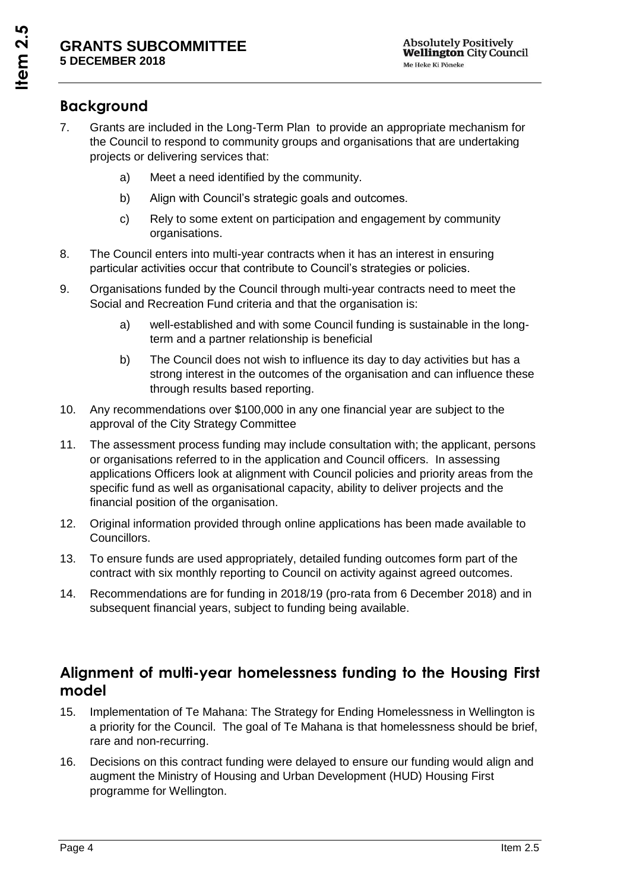## Background

7. Grants are included in the Long-Term Plan to provide an appropriate mechanism for the Council to respond to community groups and organisations that are undertaking projects or delivering services that:

   a) Meet a need identified by the community.

   b) Align with Council's strategic goals and outcomes.

   c) Rely to some extent on participation and engagement by community organisations.

8. The Council enters into multi-year contracts when it has an interest in ensuring particular activities occur that contribute to Council's strategies or policies.

9. Organisations funded by the Council through multi-year contracts need to meet the Social and Recreation Fund criteria and that the organisation is:

   a) well-established and with some Council funding is sustainable in the long-term and a partner relationship is beneficial

   b) The Council does not wish to influence its day to day activities but has a strong interest in the outcomes of the organisation and can influence these through results based reporting.

10. Any recommendations over $100,000 in any one financial year are subject to the approval of the City Strategy Committee

11. The assessment process funding may include consultation with; the applicant, persons or organisations referred to in the application and Council officers. In assessing applications Officers look at alignment with Council policies and priority areas from the specific fund as well as organisational capacity, ability to deliver projects and the financial position of the organisation.

12. Original information provided through online applications has been made available to Councillors.

13. To ensure funds are used appropriately, detailed funding outcomes form part of the contract with six monthly reporting to Council on activity against agreed outcomes.

14. Recommendations are for funding in 2018/19 (pro-rata from 6 December 2018) and in subsequent financial years, subject to funding being available.

## Alignment of multi-year homelessness funding to the Housing First model

15. Implementation of Te Mahana: The Strategy for Ending Homelessness in Wellington is a priority for the Council. The goal of Te Mahana is that homelessness should be brief, rare and non-recurring.

16. Decisions on this contract funding were delayed to ensure our funding would align and augment the Ministry of Housing and Urban Development (HUD) Housing First programme for Wellington.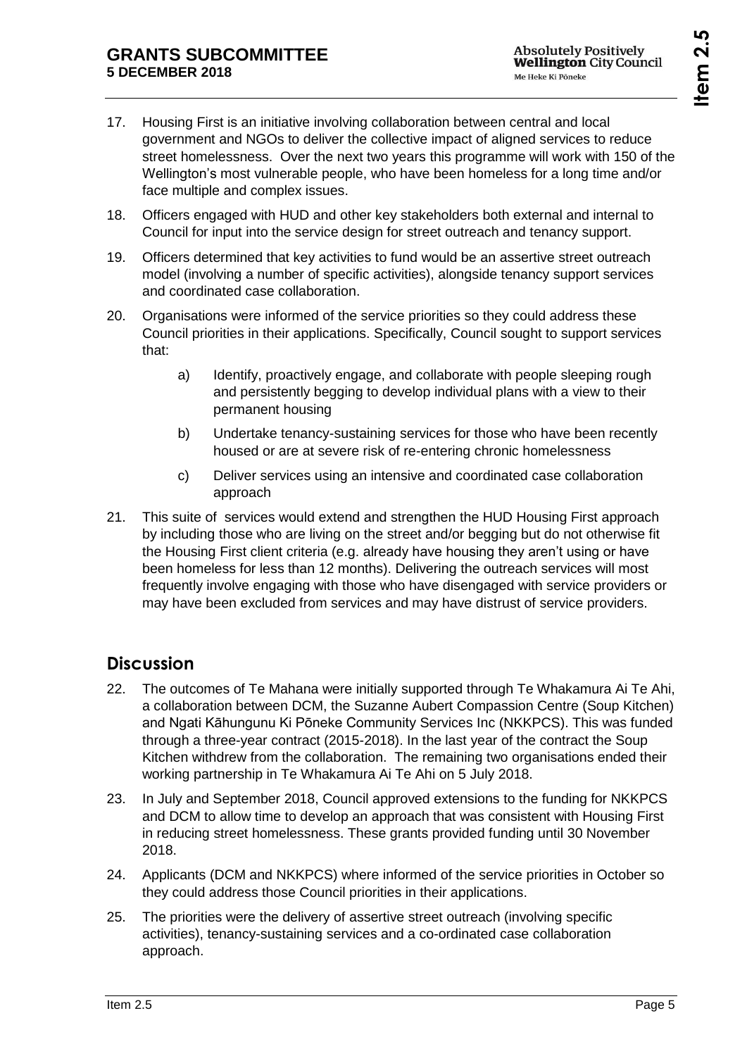17. Housing First is an initiative involving collaboration between central and local government and NGOs to deliver the collective impact of aligned services to reduce street homelessness. Over the next two years this programme will work with 150 of the Wellington's most vulnerable people, who have been homeless for a long time and/or face multiple and complex issues.

18. Officers engaged with HUD and other key stakeholders both external and internal to Council for input into the service design for street outreach and tenancy support.

19. Officers determined that key activities to fund would be an assertive street outreach model (involving a number of specific activities), alongside tenancy support services and coordinated case collaboration.

20. Organisations were informed of the service priorities so they could address these Council priorities in their applications. Specifically, Council sought to support services that:

    a) Identify, proactively engage, and collaborate with people sleeping rough and persistently begging to develop individual plans with a view to their permanent housing

    b) Undertake tenancy-sustaining services for those who have been recently housed or are at severe risk of re-entering chronic homelessness

    c) Deliver services using an intensive and coordinated case collaboration approach

21. This suite of services would extend and strengthen the HUD Housing First approach by including those who are living on the street and/or begging but do not otherwise fit the Housing First client criteria (e.g. already have housing they aren't using or have been homeless for less than 12 months). Delivering the outreach services will most frequently involve engaging with those who have disengaged with service providers or may have been excluded from services and may have distrust of service providers.

## Discussion

22. The outcomes of Te Mahana were initially supported through Te Whakamura Ai Te Ahi, a collaboration between DCM, the Suzanne Aubert Compassion Centre (Soup Kitchen) and Ngati Kāhungunu Ki Pōneke Community Services Inc (NKKPCS). This was funded through a three-year contract (2015-2018). In the last year of the contract the Soup Kitchen withdrew from the collaboration. The remaining two organisations ended their working partnership in Te Whakamura Ai Te Ahi on 5 July 2018.

23. In July and September 2018, Council approved extensions to the funding for NKKPCS and DCM to allow time to develop an approach that was consistent with Housing First in reducing street homelessness. These grants provided funding until 30 November 2018.

24. Applicants (DCM and NKKPCS) where informed of the service priorities in October so they could address those Council priorities in their applications.

25. The priorities were the delivery of assertive street outreach (involving specific activities), tenancy-sustaining services and a co-ordinated case collaboration approach.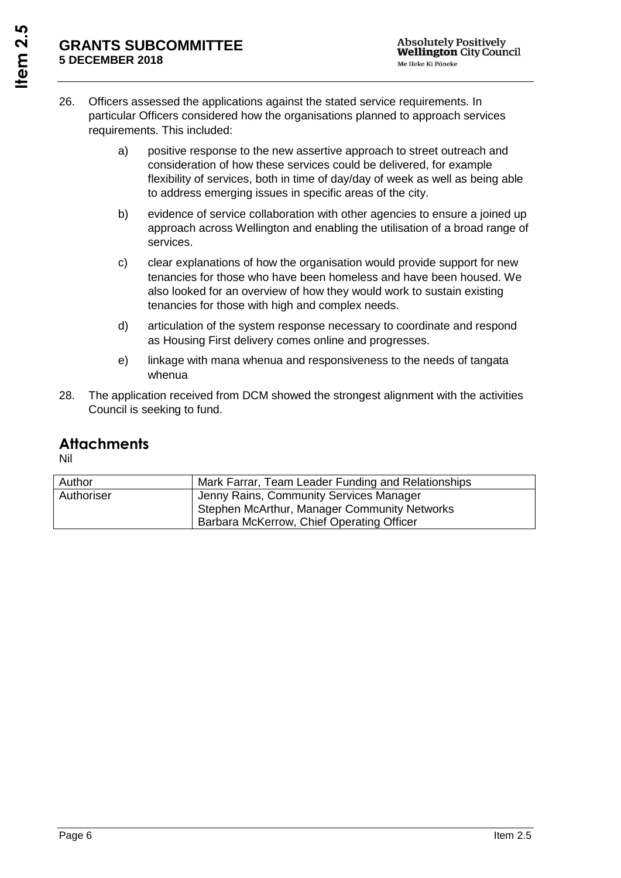26. Officers assessed the applications against the stated service requirements. In particular Officers considered how the organisations planned to approach services requirements. This included:

    a) positive response to the new assertive approach to street outreach and consideration of how these services could be delivered, for example flexibility of services, both in time of day/day of week as well as being able to address emerging issues in specific areas of the city.

    b) evidence of service collaboration with other agencies to ensure a joined up approach across Wellington and enabling the utilisation of a broad range of services.

    c) clear explanations of how the organisation would provide support for new tenancies for those who have been homeless and have been housed. We also looked for an overview of how they would work to sustain existing tenancies for those with high and complex needs.

    d) articulation of the system response necessary to coordinate and respond as Housing First delivery comes online and progresses.

    e) linkage with mana whenua and responsiveness to the needs of tangata whenua

28. The application received from DCM showed the strongest alignment with the activities Council is seeking to fund.

## Attachments

Nil

| Author | Mark Farrar, Team Leader Funding and Relationships |
|---|---|
| Authoriser | Jenny Rains, Community Services Manager<br>Stephen McArthur, Manager Community Networks<br>Barbara McKerrow, Chief Operating Officer |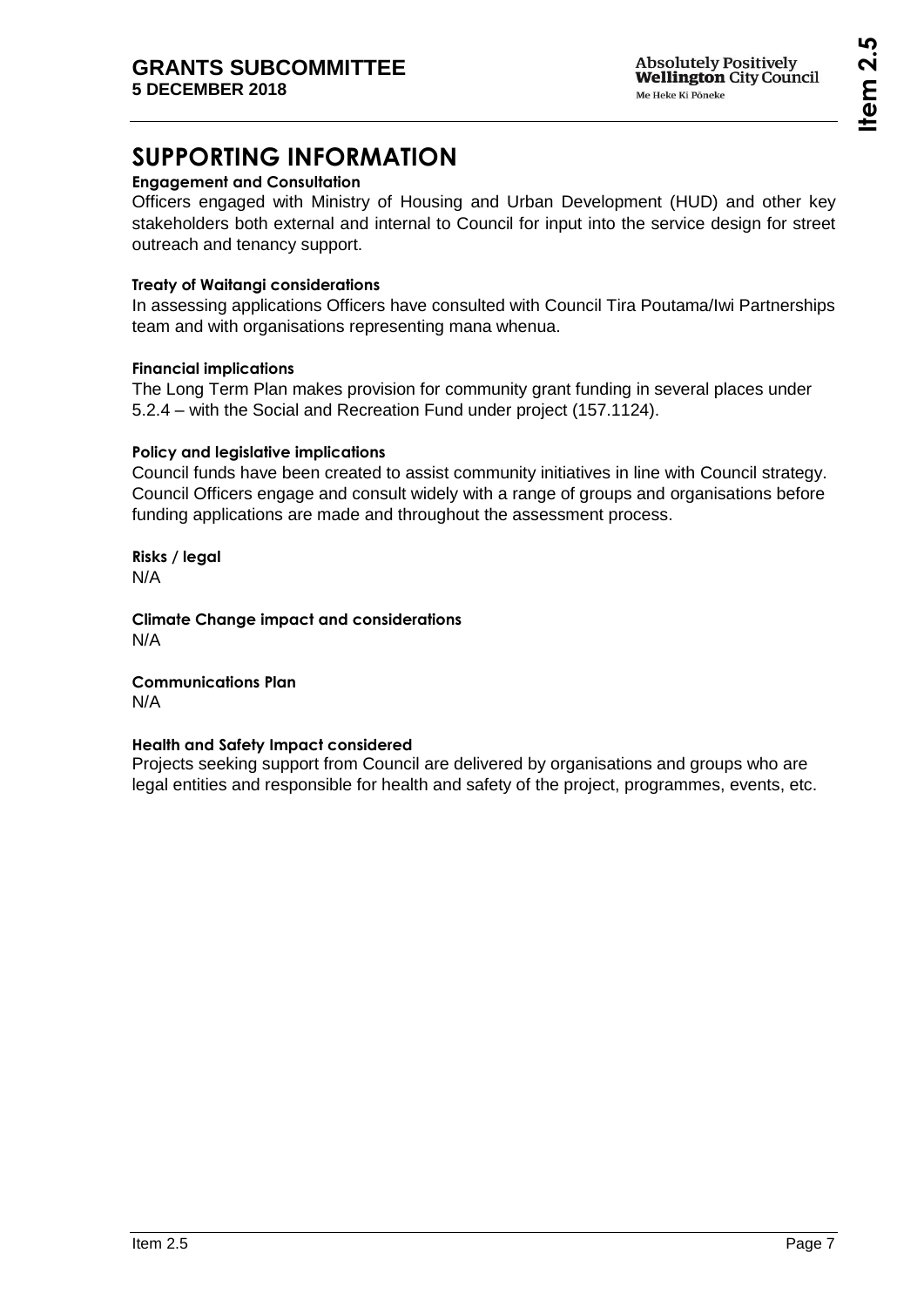# SUPPORTING INFORMATION

**Engagement and Consultation**

Officers engaged with Ministry of Housing and Urban Development (HUD) and other key stakeholders both external and internal to Council for input into the service design for street outreach and tenancy support.

**Treaty of Waitangi considerations**

In assessing applications Officers have consulted with Council Tira Poutama/Iwi Partnerships team and with organisations representing mana whenua.

**Financial implications**

The Long Term Plan makes provision for community grant funding in several places under 5.2.4 – with the Social and Recreation Fund under project (157.1124).

**Policy and legislative implications**

Council funds have been created to assist community initiatives in line with Council strategy. Council Officers engage and consult widely with a range of groups and organisations before funding applications are made and throughout the assessment process.

**Risks / legal**

N/A

**Climate Change impact and considerations**

N/A

**Communications Plan**

N/A

**Health and Safety Impact considered**

Projects seeking support from Council are delivered by organisations and groups who are legal entities and responsible for health and safety of the project, programmes, events, etc.